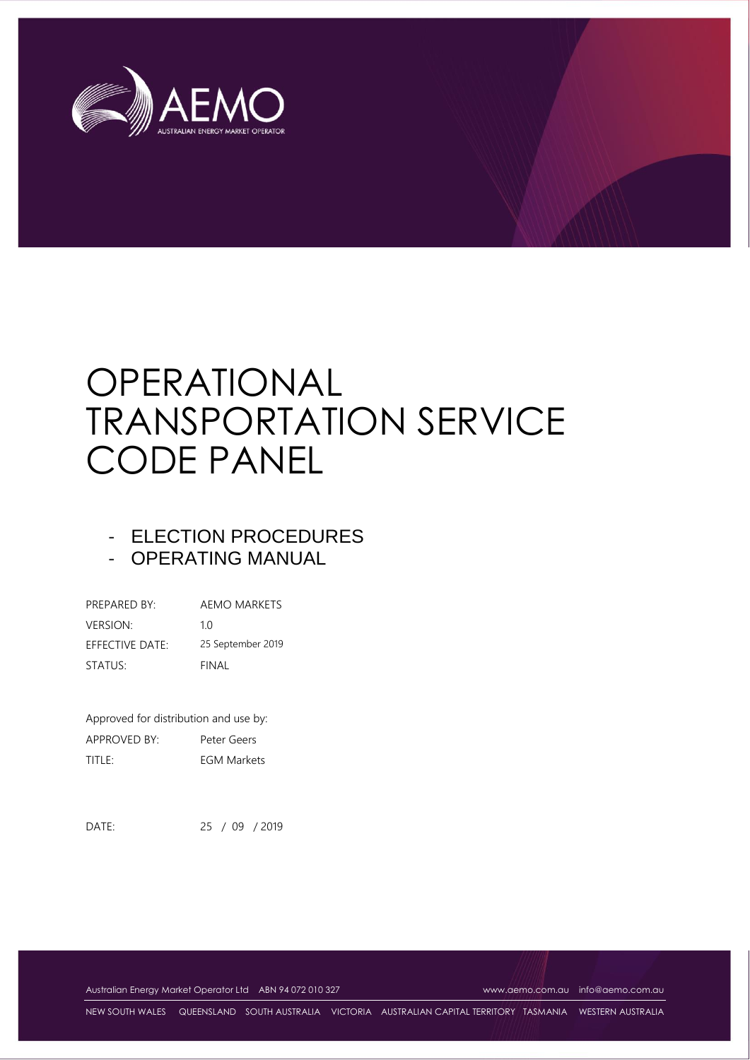# OPERATIONAL TRANSPORTATION SERVICE CODE PANEL

- ELECTION PROCEDURES
- OPERATING MANUAL

| | |
|---|---|
| PREPARED BY: | AEMO MARKETS |
| VERSION: | 1.0 |
| EFFECTIVE DATE: | 25 September 2019 |
| STATUS: | FINAL |

Approved for distribution and use by:

| | |
|---|---|
| APPROVED BY: | Peter Geers |
| TITLE: | EGM Markets |

DATE: 25 / 09 / 2019

Australian Energy Market Operator Ltd ABN 94 072 010 327 www.aemo.com.au info@aemo.com.au

NEW SOUTH WALES QUEENSLAND SOUTH AUSTRALIA VICTORIA AUSTRALIAN CAPITAL TERRITORY TASMANIA WESTERN AUSTRALIA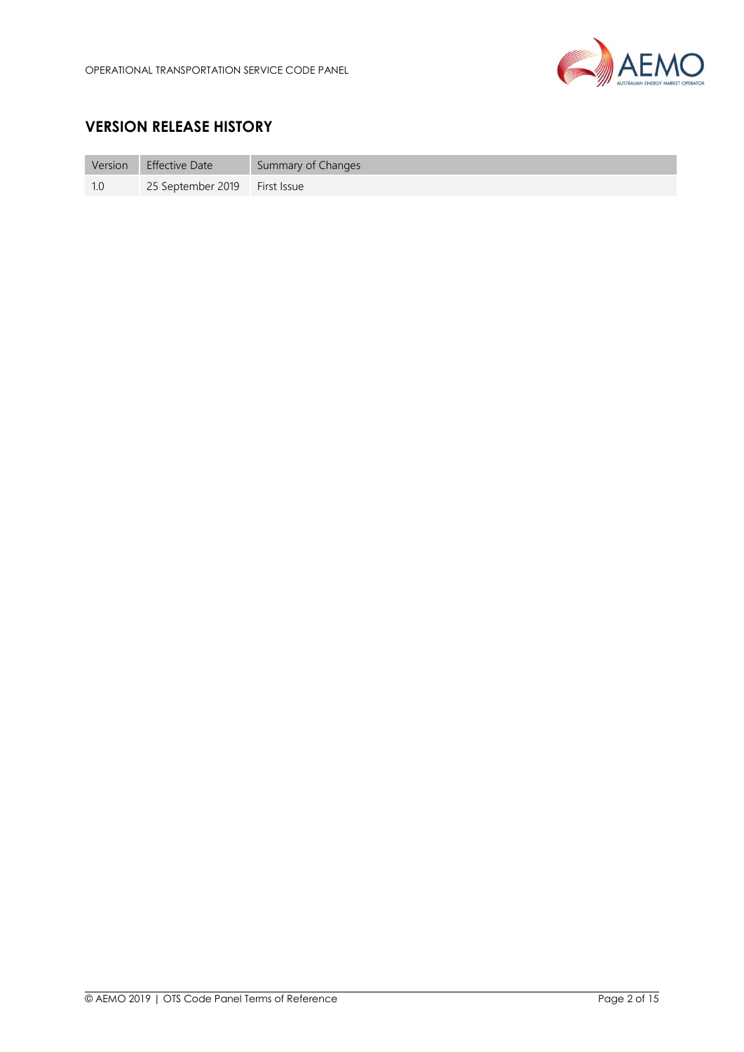## VERSION RELEASE HISTORY

| Version | Effective Date | Summary of Changes |
|---|---|---|
| 1.0 | 25 September 2019 | First Issue |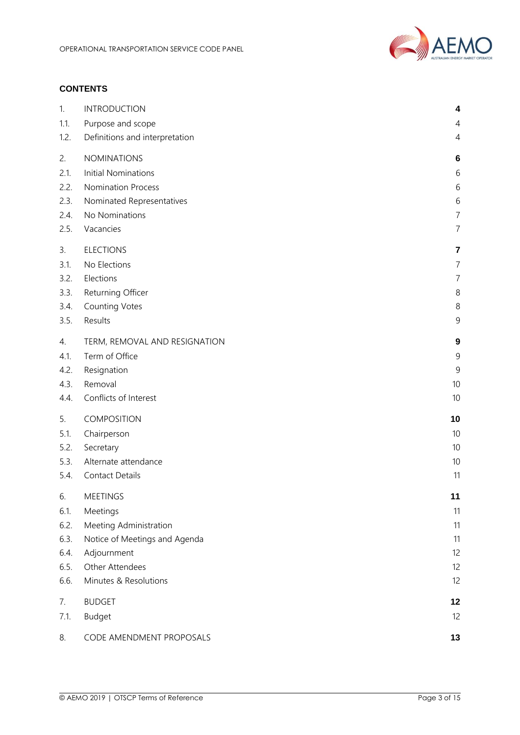**CONTENTS**

| | | |
|---|---|---|
| 1. | INTRODUCTION | **4** |
| 1.1. | Purpose and scope | 4 |
| 1.2. | Definitions and interpretation | 4 |
| 2. | NOMINATIONS | **6** |
| 2.1. | Initial Nominations | 6 |
| 2.2. | Nomination Process | 6 |
| 2.3. | Nominated Representatives | 6 |
| 2.4. | No Nominations | 7 |
| 2.5. | Vacancies | 7 |
| 3. | ELECTIONS | **7** |
| 3.1. | No Elections | 7 |
| 3.2. | Elections | 7 |
| 3.3. | Returning Officer | 8 |
| 3.4. | Counting Votes | 8 |
| 3.5. | Results | 9 |
| 4. | TERM, REMOVAL AND RESIGNATION | **9** |
| 4.1. | Term of Office | 9 |
| 4.2. | Resignation | 9 |
| 4.3. | Removal | 10 |
| 4.4. | Conflicts of Interest | 10 |
| 5. | COMPOSITION | **10** |
| 5.1. | Chairperson | 10 |
| 5.2. | Secretary | 10 |
| 5.3. | Alternate attendance | 10 |
| 5.4. | Contact Details | 11 |
| 6. | MEETINGS | **11** |
| 6.1. | Meetings | 11 |
| 6.2. | Meeting Administration | 11 |
| 6.3. | Notice of Meetings and Agenda | 11 |
| 6.4. | Adjournment | 12 |
| 6.5. | Other Attendees | 12 |
| 6.6. | Minutes & Resolutions | 12 |
| 7. | BUDGET | **12** |
| 7.1. | Budget | 12 |
| 8. | CODE AMENDMENT PROPOSALS | **13** |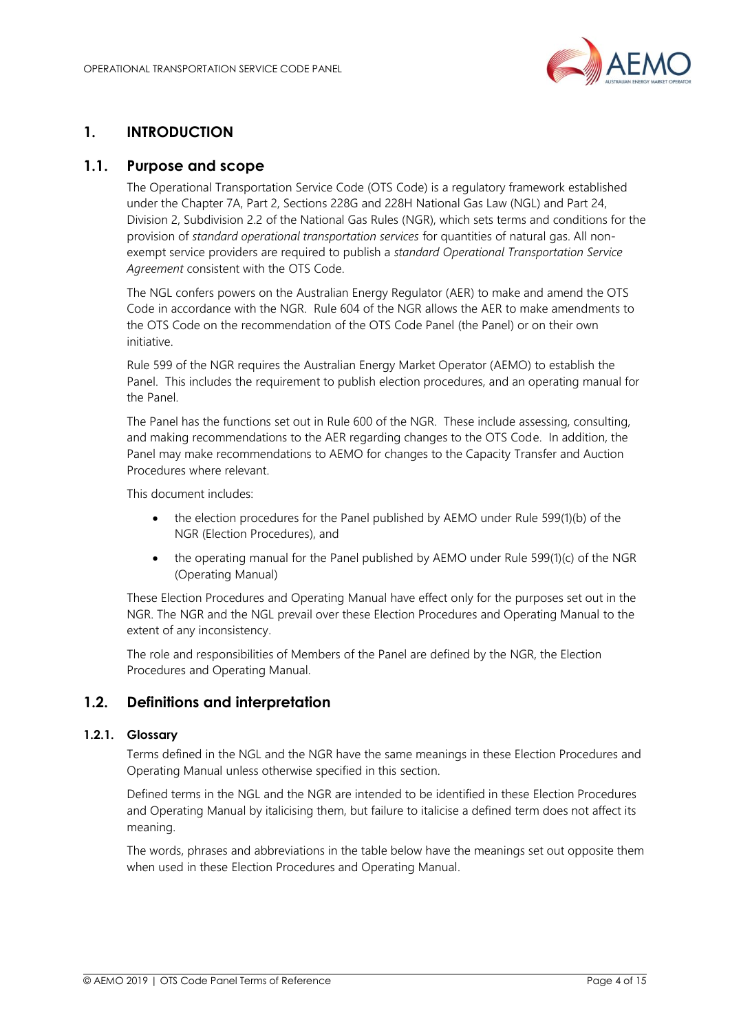# 1. INTRODUCTION

## 1.1. Purpose and scope

The Operational Transportation Service Code (OTS Code) is a regulatory framework established under the Chapter 7A, Part 2, Sections 228G and 228H National Gas Law (NGL) and Part 24, Division 2, Subdivision 2.2 of the National Gas Rules (NGR), which sets terms and conditions for the provision of *standard operational transportation services* for quantities of natural gas. All non-exempt service providers are required to publish a *standard Operational Transportation Service Agreement* consistent with the OTS Code.

The NGL confers powers on the Australian Energy Regulator (AER) to make and amend the OTS Code in accordance with the NGR. Rule 604 of the NGR allows the AER to make amendments to the OTS Code on the recommendation of the OTS Code Panel (the Panel) or on their own initiative.

Rule 599 of the NGR requires the Australian Energy Market Operator (AEMO) to establish the Panel. This includes the requirement to publish election procedures, and an operating manual for the Panel.

The Panel has the functions set out in Rule 600 of the NGR. These include assessing, consulting, and making recommendations to the AER regarding changes to the OTS Code. In addition, the Panel may make recommendations to AEMO for changes to the Capacity Transfer and Auction Procedures where relevant.

This document includes:

- the election procedures for the Panel published by AEMO under Rule 599(1)(b) of the NGR (Election Procedures), and
- the operating manual for the Panel published by AEMO under Rule 599(1)(c) of the NGR (Operating Manual)

These Election Procedures and Operating Manual have effect only for the purposes set out in the NGR. The NGR and the NGL prevail over these Election Procedures and Operating Manual to the extent of any inconsistency.

The role and responsibilities of Members of the Panel are defined by the NGR, the Election Procedures and Operating Manual.

## 1.2. Definitions and interpretation

### 1.2.1. Glossary

Terms defined in the NGL and the NGR have the same meanings in these Election Procedures and Operating Manual unless otherwise specified in this section.

Defined terms in the NGL and the NGR are intended to be identified in these Election Procedures and Operating Manual by italicising them, but failure to italicise a defined term does not affect its meaning.

The words, phrases and abbreviations in the table below have the meanings set out opposite them when used in these Election Procedures and Operating Manual.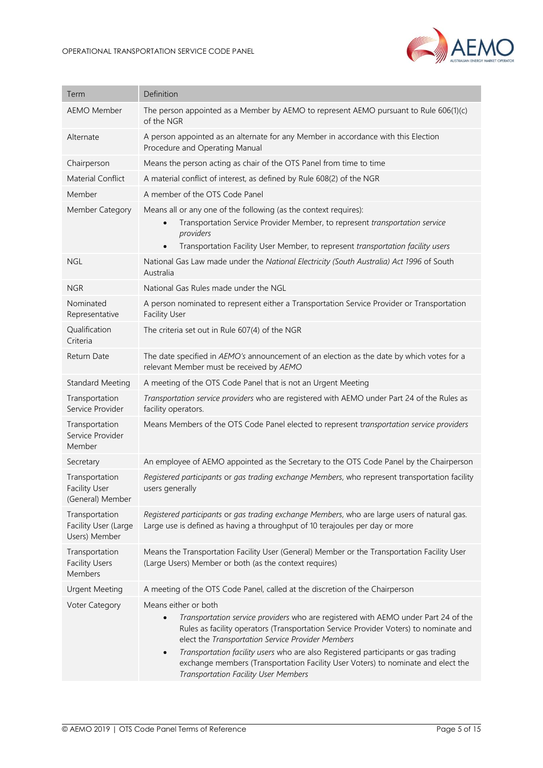| Term | Definition |
| --- | --- |
| AEMO Member | The person appointed as a Member by AEMO to represent AEMO pursuant to Rule 606(1)(c) of the NGR |
| Alternate | A person appointed as an alternate for any Member in accordance with this Election Procedure and Operating Manual |
| Chairperson | Means the person acting as chair of the OTS Panel from time to time |
| Material Conflict | A material conflict of interest, as defined by Rule 608(2) of the NGR |
| Member | A member of the OTS Code Panel |
| Member Category | Means all or any one of the following (as the context requires):<br>• Transportation Service Provider Member, to represent *transportation service providers*<br>• Transportation Facility User Member, to represent *transportation facility users* |
| NGL | National Gas Law made under the *National Electricity (South Australia) Act 1996* of South Australia |
| NGR | National Gas Rules made under the NGL |
| Nominated Representative | A person nominated to represent either a Transportation Service Provider or Transportation Facility User |
| Qualification Criteria | The criteria set out in Rule 607(4) of the NGR |
| Return Date | The date specified in *AEMO's* announcement of an election as the date by which votes for a relevant Member must be received by *AEMO* |
| Standard Meeting | A meeting of the OTS Code Panel that is not an Urgent Meeting |
| Transportation Service Provider | *Transportation service providers* who are registered with AEMO under Part 24 of the Rules as facility operators. |
| Transportation Service Provider Member | Means Members of the OTS Code Panel elected to represent t*ransportation service providers* |
| Secretary | An employee of AEMO appointed as the Secretary to the OTS Code Panel by the Chairperson |
| Transportation Facility User (General) Member | *Registered participants* or *gas trading exchange Members*, who represent transportation facility users generally |
| Transportation Facility User (Large Users) Member | *Registered participants* or *gas trading exchange Members*, who are large users of natural gas. Large use is defined as having a throughput of 10 terajoules per day or more |
| Transportation Facility Users Members | Means the Transportation Facility User (General) Member or the Transportation Facility User (Large Users) Member or both (as the context requires) |
| Urgent Meeting | A meeting of the OTS Code Panel, called at the discretion of the Chairperson |
| Voter Category | Means either or both<br>• *Transportation service providers* who are registered with AEMO under Part 24 of the Rules as facility operators (Transportation Service Provider Voters) to nominate and elect the *Transportation Service Provider Members*<br>• *Transportation facility users* who are also Registered participants or gas trading exchange members (Transportation Facility User Voters) to nominate and elect the *Transportation Facility User Members* |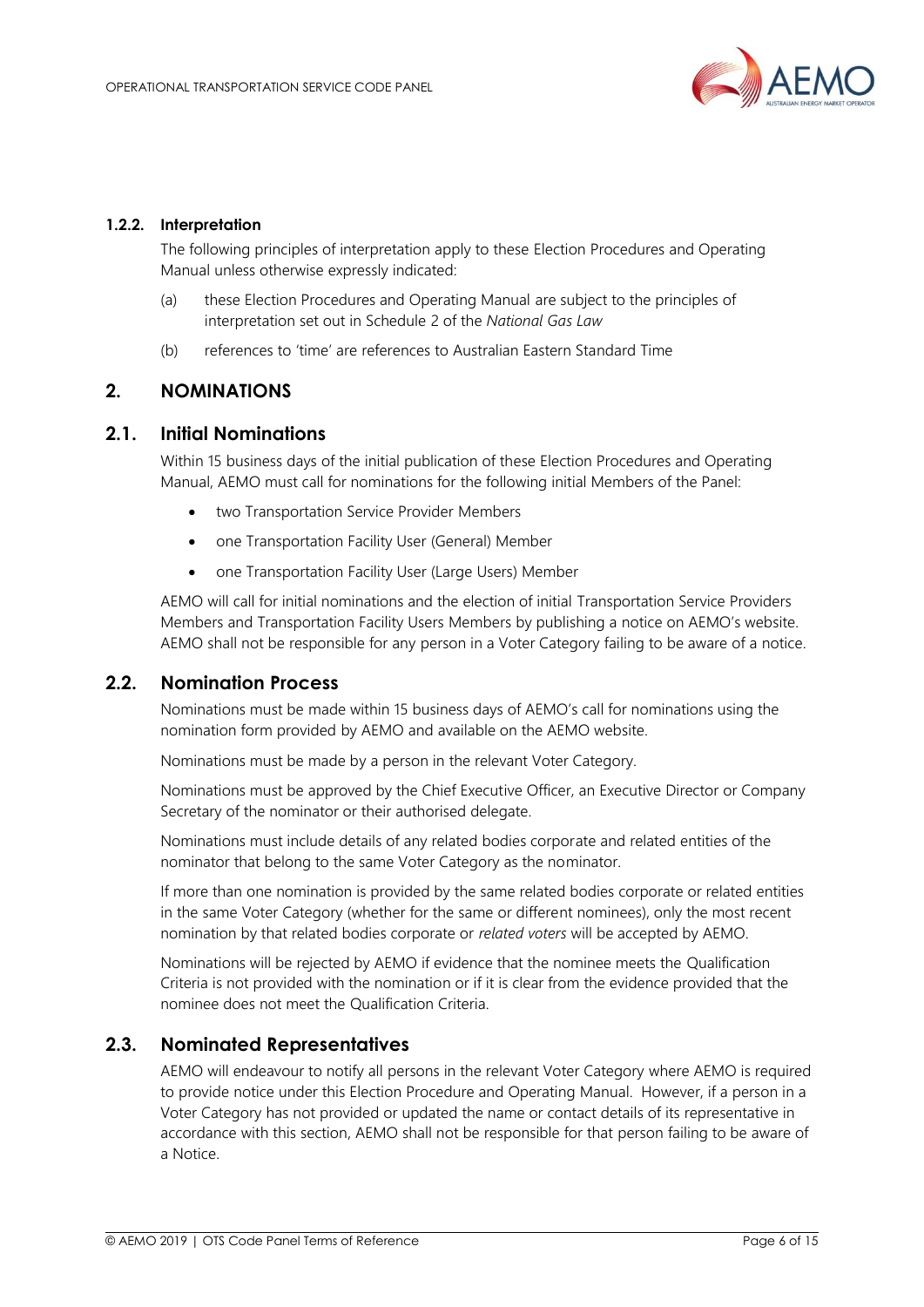#### 1.2.2. Interpretation

The following principles of interpretation apply to these Election Procedures and Operating Manual unless otherwise expressly indicated:

(a) these Election Procedures and Operating Manual are subject to the principles of interpretation set out in Schedule 2 of the *National Gas Law*

(b) references to 'time' are references to Australian Eastern Standard Time

# 2. NOMINATIONS

## 2.1. Initial Nominations

Within 15 business days of the initial publication of these Election Procedures and Operating Manual, AEMO must call for nominations for the following initial Members of the Panel:

- two Transportation Service Provider Members
- one Transportation Facility User (General) Member
- one Transportation Facility User (Large Users) Member

AEMO will call for initial nominations and the election of initial Transportation Service Providers Members and Transportation Facility Users Members by publishing a notice on AEMO's website. AEMO shall not be responsible for any person in a Voter Category failing to be aware of a notice.

## 2.2. Nomination Process

Nominations must be made within 15 business days of AEMO's call for nominations using the nomination form provided by AEMO and available on the AEMO website.

Nominations must be made by a person in the relevant Voter Category.

Nominations must be approved by the Chief Executive Officer, an Executive Director or Company Secretary of the nominator or their authorised delegate.

Nominations must include details of any related bodies corporate and related entities of the nominator that belong to the same Voter Category as the nominator.

If more than one nomination is provided by the same related bodies corporate or related entities in the same Voter Category (whether for the same or different nominees), only the most recent nomination by that related bodies corporate or *related voters* will be accepted by AEMO.

Nominations will be rejected by AEMO if evidence that the nominee meets the Qualification Criteria is not provided with the nomination or if it is clear from the evidence provided that the nominee does not meet the Qualification Criteria.

## 2.3. Nominated Representatives

AEMO will endeavour to notify all persons in the relevant Voter Category where AEMO is required to provide notice under this Election Procedure and Operating Manual. However, if a person in a Voter Category has not provided or updated the name or contact details of its representative in accordance with this section, AEMO shall not be responsible for that person failing to be aware of a Notice.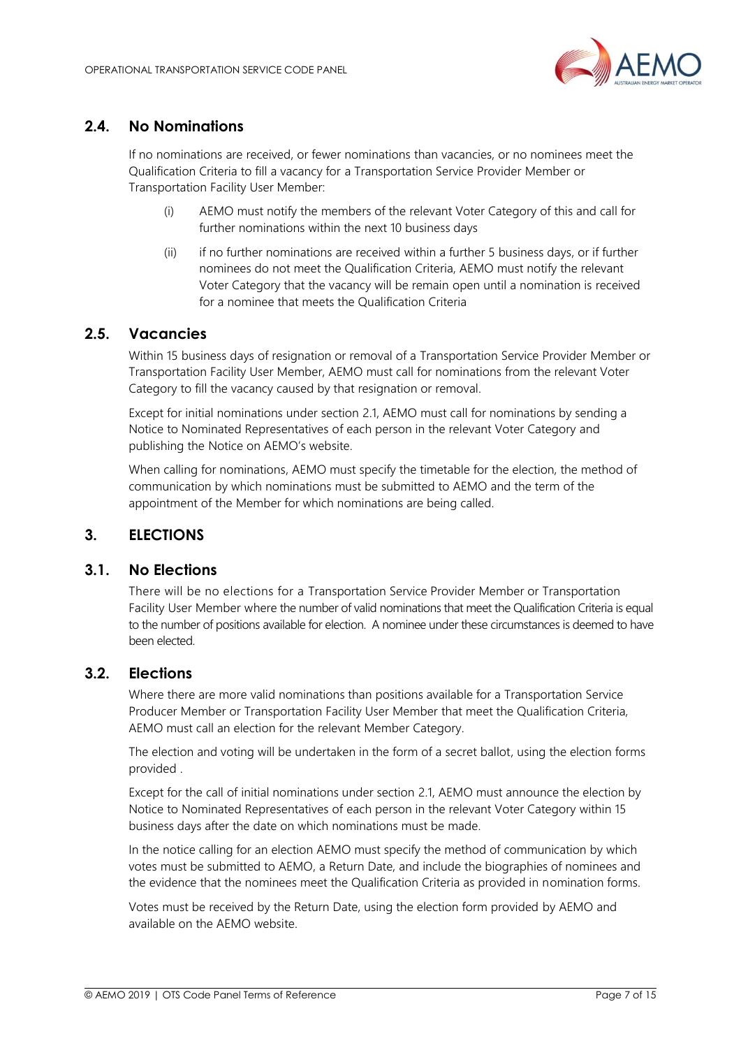## 2.4. No Nominations

If no nominations are received, or fewer nominations than vacancies, or no nominees meet the Qualification Criteria to fill a vacancy for a Transportation Service Provider Member or Transportation Facility User Member:

(i) AEMO must notify the members of the relevant Voter Category of this and call for further nominations within the next 10 business days

(ii) if no further nominations are received within a further 5 business days, or if further nominees do not meet the Qualification Criteria, AEMO must notify the relevant Voter Category that the vacancy will be remain open until a nomination is received for a nominee that meets the Qualification Criteria

## 2.5. Vacancies

Within 15 business days of resignation or removal of a Transportation Service Provider Member or Transportation Facility User Member, AEMO must call for nominations from the relevant Voter Category to fill the vacancy caused by that resignation or removal.

Except for initial nominations under section 2.1, AEMO must call for nominations by sending a Notice to Nominated Representatives of each person in the relevant Voter Category and publishing the Notice on AEMO's website.

When calling for nominations, AEMO must specify the timetable for the election, the method of communication by which nominations must be submitted to AEMO and the term of the appointment of the Member for which nominations are being called.

# 3. ELECTIONS

## 3.1. No Elections

There will be no elections for a Transportation Service Provider Member or Transportation Facility User Member where the number of valid nominations that meet the Qualification Criteria is equal to the number of positions available for election. A nominee under these circumstances is deemed to have been elected.

## 3.2. Elections

Where there are more valid nominations than positions available for a Transportation Service Producer Member or Transportation Facility User Member that meet the Qualification Criteria, AEMO must call an election for the relevant Member Category.

The election and voting will be undertaken in the form of a secret ballot, using the election forms provided .

Except for the call of initial nominations under section 2.1, AEMO must announce the election by Notice to Nominated Representatives of each person in the relevant Voter Category within 15 business days after the date on which nominations must be made.

In the notice calling for an election AEMO must specify the method of communication by which votes must be submitted to AEMO, a Return Date, and include the biographies of nominees and the evidence that the nominees meet the Qualification Criteria as provided in nomination forms.

Votes must be received by the Return Date, using the election form provided by AEMO and available on the AEMO website.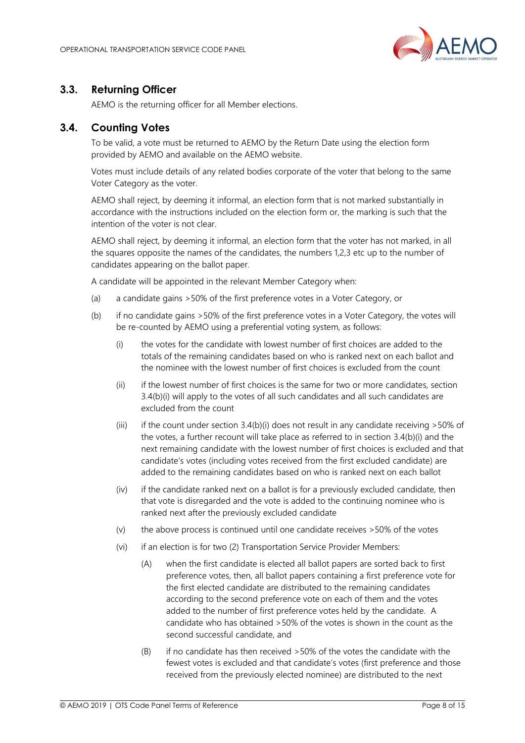## 3.3. Returning Officer

AEMO is the returning officer for all Member elections.

## 3.4. Counting Votes

To be valid, a vote must be returned to AEMO by the Return Date using the election form provided by AEMO and available on the AEMO website.

Votes must include details of any related bodies corporate of the voter that belong to the same Voter Category as the voter.

AEMO shall reject, by deeming it informal, an election form that is not marked substantially in accordance with the instructions included on the election form or, the marking is such that the intention of the voter is not clear.

AEMO shall reject, by deeming it informal, an election form that the voter has not marked, in all the squares opposite the names of the candidates, the numbers 1,2,3 etc up to the number of candidates appearing on the ballot paper.

A candidate will be appointed in the relevant Member Category when:

(a) a candidate gains >50% of the first preference votes in a Voter Category, or

(b) if no candidate gains >50% of the first preference votes in a Voter Category, the votes will be re-counted by AEMO using a preferential voting system, as follows:

   (i) the votes for the candidate with lowest number of first choices are added to the totals of the remaining candidates based on who is ranked next on each ballot and the nominee with the lowest number of first choices is excluded from the count

   (ii) if the lowest number of first choices is the same for two or more candidates, section 3.4(b)(i) will apply to the votes of all such candidates and all such candidates are excluded from the count

   (iii) if the count under section 3.4(b)(i) does not result in any candidate receiving >50% of the votes, a further recount will take place as referred to in section 3.4(b)(i) and the next remaining candidate with the lowest number of first choices is excluded and that candidate's votes (including votes received from the first excluded candidate) are added to the remaining candidates based on who is ranked next on each ballot

   (iv) if the candidate ranked next on a ballot is for a previously excluded candidate, then that vote is disregarded and the vote is added to the continuing nominee who is ranked next after the previously excluded candidate

   (v) the above process is continued until one candidate receives >50% of the votes

   (vi) if an election is for two (2) Transportation Service Provider Members:

      (A) when the first candidate is elected all ballot papers are sorted back to first preference votes, then, all ballot papers containing a first preference vote for the first elected candidate are distributed to the remaining candidates according to the second preference vote on each of them and the votes added to the number of first preference votes held by the candidate. A candidate who has obtained >50% of the votes is shown in the count as the second successful candidate, and

      (B) if no candidate has then received >50% of the votes the candidate with the fewest votes is excluded and that candidate's votes (first preference and those received from the previously elected nominee) are distributed to the next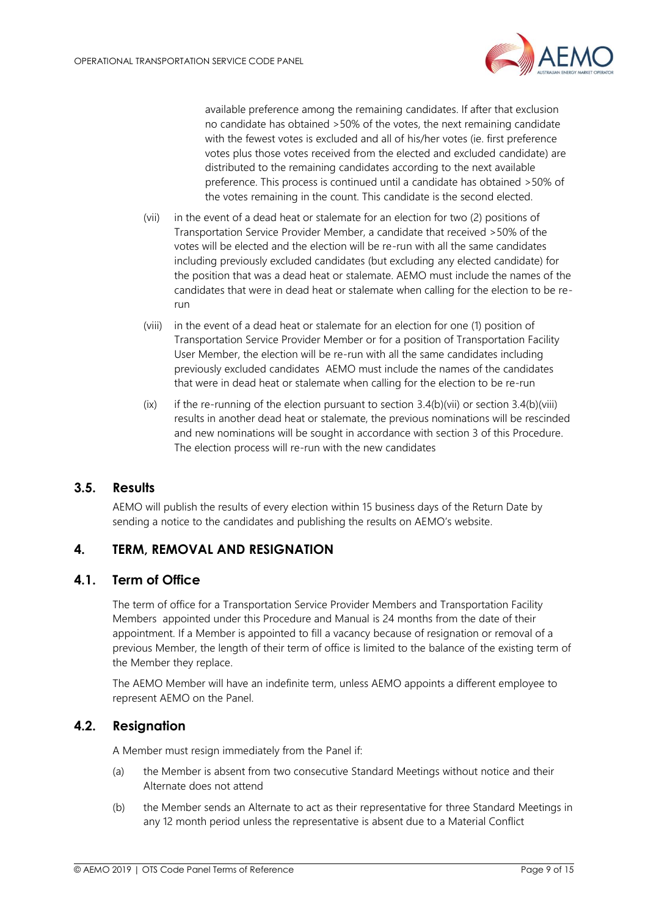available preference among the remaining candidates. If after that exclusion no candidate has obtained >50% of the votes, the next remaining candidate with the fewest votes is excluded and all of his/her votes (ie. first preference votes plus those votes received from the elected and excluded candidate) are distributed to the remaining candidates according to the next available preference. This process is continued until a candidate has obtained >50% of the votes remaining in the count. This candidate is the second elected.

(vii) in the event of a dead heat or stalemate for an election for two (2) positions of Transportation Service Provider Member, a candidate that received >50% of the votes will be elected and the election will be re-run with all the same candidates including previously excluded candidates (but excluding any elected candidate) for the position that was a dead heat or stalemate. AEMO must include the names of the candidates that were in dead heat or stalemate when calling for the election to be re-run

(viii) in the event of a dead heat or stalemate for an election for one (1) position of Transportation Service Provider Member or for a position of Transportation Facility User Member, the election will be re-run with all the same candidates including previously excluded candidates AEMO must include the names of the candidates that were in dead heat or stalemate when calling for the election to be re-run

(ix) if the re-running of the election pursuant to section 3.4(b)(vii) or section 3.4(b)(viii) results in another dead heat or stalemate, the previous nominations will be rescinded and new nominations will be sought in accordance with section 3 of this Procedure. The election process will re-run with the new candidates

## 3.5. Results

AEMO will publish the results of every election within 15 business days of the Return Date by sending a notice to the candidates and publishing the results on AEMO's website.

# 4. TERM, REMOVAL AND RESIGNATION

## 4.1. Term of Office

The term of office for a Transportation Service Provider Members and Transportation Facility Members appointed under this Procedure and Manual is 24 months from the date of their appointment. If a Member is appointed to fill a vacancy because of resignation or removal of a previous Member, the length of their term of office is limited to the balance of the existing term of the Member they replace.

The AEMO Member will have an indefinite term, unless AEMO appoints a different employee to represent AEMO on the Panel.

## 4.2. Resignation

A Member must resign immediately from the Panel if:

(a) the Member is absent from two consecutive Standard Meetings without notice and their Alternate does not attend

(b) the Member sends an Alternate to act as their representative for three Standard Meetings in any 12 month period unless the representative is absent due to a Material Conflict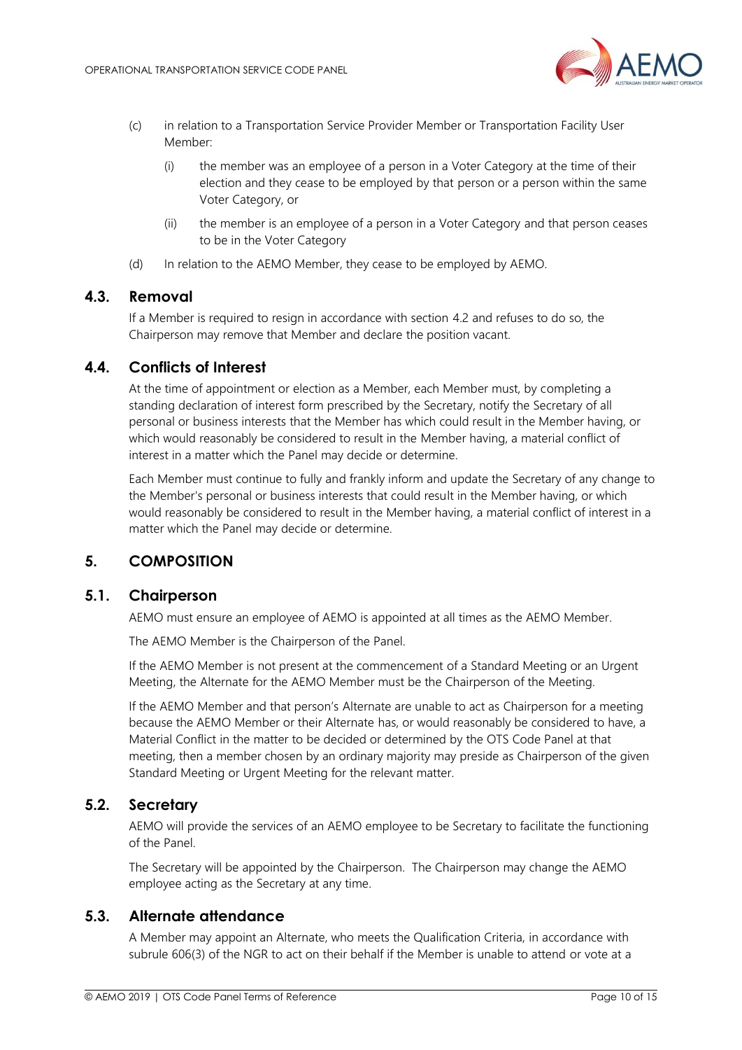(c) in relation to a Transportation Service Provider Member or Transportation Facility User Member:

   (i) the member was an employee of a person in a Voter Category at the time of their election and they cease to be employed by that person or a person within the same Voter Category, or

   (ii) the member is an employee of a person in a Voter Category and that person ceases to be in the Voter Category

(d) In relation to the AEMO Member, they cease to be employed by AEMO.

### 4.3. Removal

If a Member is required to resign in accordance with section 4.2 and refuses to do so, the Chairperson may remove that Member and declare the position vacant.

### 4.4. Conflicts of Interest

At the time of appointment or election as a Member, each Member must, by completing a standing declaration of interest form prescribed by the Secretary, notify the Secretary of all personal or business interests that the Member has which could result in the Member having, or which would reasonably be considered to result in the Member having, a material conflict of interest in a matter which the Panel may decide or determine.

Each Member must continue to fully and frankly inform and update the Secretary of any change to the Member's personal or business interests that could result in the Member having, or which would reasonably be considered to result in the Member having, a material conflict of interest in a matter which the Panel may decide or determine.

## 5. COMPOSITION

### 5.1. Chairperson

AEMO must ensure an employee of AEMO is appointed at all times as the AEMO Member.

The AEMO Member is the Chairperson of the Panel.

If the AEMO Member is not present at the commencement of a Standard Meeting or an Urgent Meeting, the Alternate for the AEMO Member must be the Chairperson of the Meeting.

If the AEMO Member and that person's Alternate are unable to act as Chairperson for a meeting because the AEMO Member or their Alternate has, or would reasonably be considered to have, a Material Conflict in the matter to be decided or determined by the OTS Code Panel at that meeting, then a member chosen by an ordinary majority may preside as Chairperson of the given Standard Meeting or Urgent Meeting for the relevant matter.

### 5.2. Secretary

AEMO will provide the services of an AEMO employee to be Secretary to facilitate the functioning of the Panel.

The Secretary will be appointed by the Chairperson. The Chairperson may change the AEMO employee acting as the Secretary at any time.

### 5.3. Alternate attendance

A Member may appoint an Alternate, who meets the Qualification Criteria, in accordance with subrule 606(3) of the NGR to act on their behalf if the Member is unable to attend or vote at a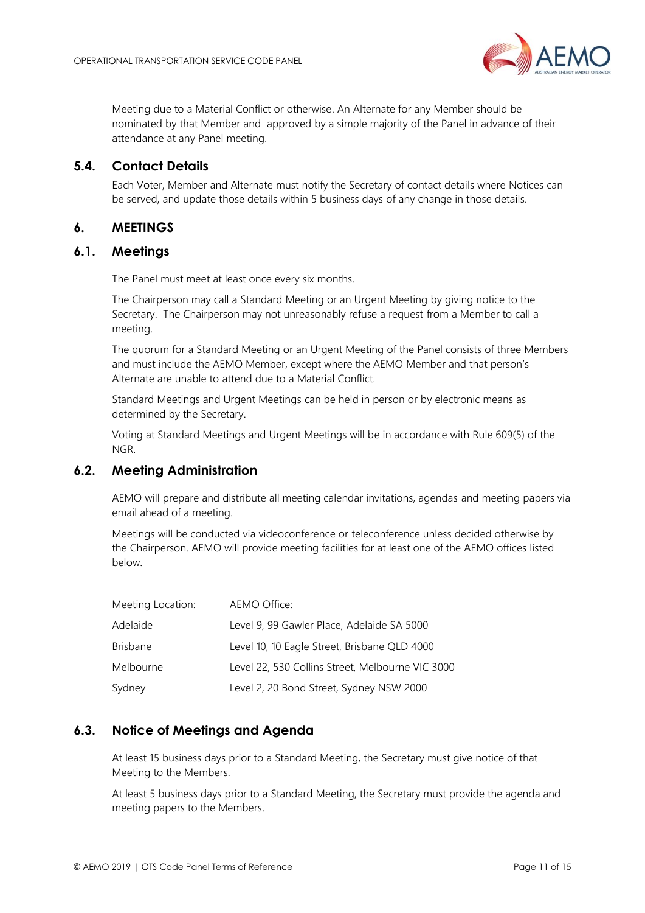Meeting due to a Material Conflict or otherwise. An Alternate for any Member should be nominated by that Member and approved by a simple majority of the Panel in advance of their attendance at any Panel meeting.

### 5.4. Contact Details

Each Voter, Member and Alternate must notify the Secretary of contact details where Notices can be served, and update those details within 5 business days of any change in those details.

## 6. MEETINGS

### 6.1. Meetings

The Panel must meet at least once every six months.

The Chairperson may call a Standard Meeting or an Urgent Meeting by giving notice to the Secretary. The Chairperson may not unreasonably refuse a request from a Member to call a meeting.

The quorum for a Standard Meeting or an Urgent Meeting of the Panel consists of three Members and must include the AEMO Member, except where the AEMO Member and that person's Alternate are unable to attend due to a Material Conflict.

Standard Meetings and Urgent Meetings can be held in person or by electronic means as determined by the Secretary.

Voting at Standard Meetings and Urgent Meetings will be in accordance with Rule 609(5) of the NGR.

### 6.2. Meeting Administration

AEMO will prepare and distribute all meeting calendar invitations, agendas and meeting papers via email ahead of a meeting.

Meetings will be conducted via videoconference or teleconference unless decided otherwise by the Chairperson. AEMO will provide meeting facilities for at least one of the AEMO offices listed below.

| Meeting Location: | AEMO Office: |
|---|---|
| Adelaide | Level 9, 99 Gawler Place, Adelaide SA 5000 |
| Brisbane | Level 10, 10 Eagle Street, Brisbane QLD 4000 |
| Melbourne | Level 22, 530 Collins Street, Melbourne VIC 3000 |
| Sydney | Level 2, 20 Bond Street, Sydney NSW 2000 |

### 6.3. Notice of Meetings and Agenda

At least 15 business days prior to a Standard Meeting, the Secretary must give notice of that Meeting to the Members.

At least 5 business days prior to a Standard Meeting, the Secretary must provide the agenda and meeting papers to the Members.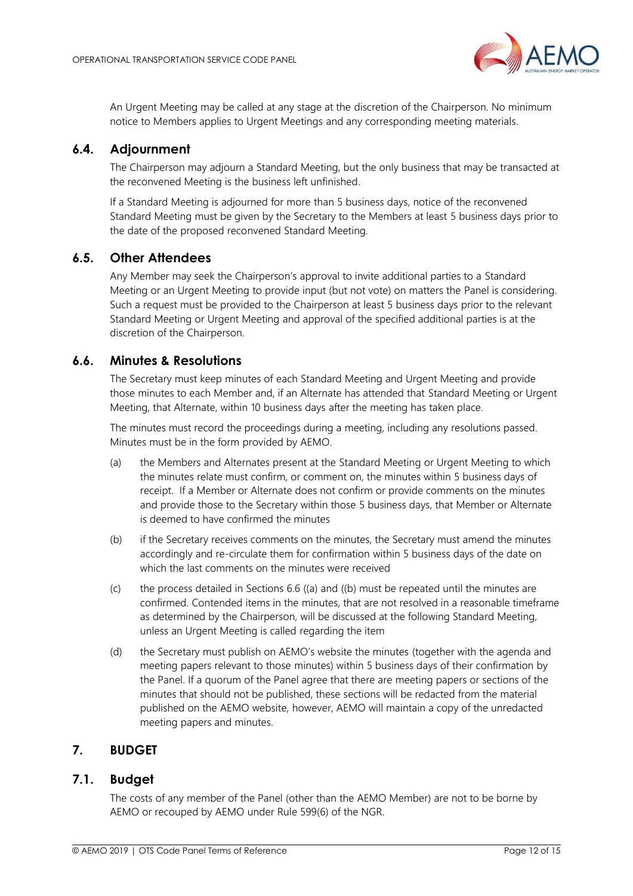An Urgent Meeting may be called at any stage at the discretion of the Chairperson. No minimum notice to Members applies to Urgent Meetings and any corresponding meeting materials.

## 6.4. Adjournment

The Chairperson may adjourn a Standard Meeting, but the only business that may be transacted at the reconvened Meeting is the business left unfinished.

If a Standard Meeting is adjourned for more than 5 business days, notice of the reconvened Standard Meeting must be given by the Secretary to the Members at least 5 business days prior to the date of the proposed reconvened Standard Meeting.

## 6.5. Other Attendees

Any Member may seek the Chairperson's approval to invite additional parties to a Standard Meeting or an Urgent Meeting to provide input (but not vote) on matters the Panel is considering. Such a request must be provided to the Chairperson at least 5 business days prior to the relevant Standard Meeting or Urgent Meeting and approval of the specified additional parties is at the discretion of the Chairperson.

## 6.6. Minutes & Resolutions

The Secretary must keep minutes of each Standard Meeting and Urgent Meeting and provide those minutes to each Member and, if an Alternate has attended that Standard Meeting or Urgent Meeting, that Alternate, within 10 business days after the meeting has taken place.

The minutes must record the proceedings during a meeting, including any resolutions passed. Minutes must be in the form provided by AEMO.

(a) the Members and Alternates present at the Standard Meeting or Urgent Meeting to which the minutes relate must confirm, or comment on, the minutes within 5 business days of receipt. If a Member or Alternate does not confirm or provide comments on the minutes and provide those to the Secretary within those 5 business days, that Member or Alternate is deemed to have confirmed the minutes

(b) if the Secretary receives comments on the minutes, the Secretary must amend the minutes accordingly and re-circulate them for confirmation within 5 business days of the date on which the last comments on the minutes were received

(c) the process detailed in Sections 6.6 ((a) and ((b) must be repeated until the minutes are confirmed. Contended items in the minutes, that are not resolved in a reasonable timeframe as determined by the Chairperson, will be discussed at the following Standard Meeting, unless an Urgent Meeting is called regarding the item

(d) the Secretary must publish on AEMO's website the minutes (together with the agenda and meeting papers relevant to those minutes) within 5 business days of their confirmation by the Panel. If a quorum of the Panel agree that there are meeting papers or sections of the minutes that should not be published, these sections will be redacted from the material published on the AEMO website, however, AEMO will maintain a copy of the unredacted meeting papers and minutes.

# 7. BUDGET

## 7.1. Budget

The costs of any member of the Panel (other than the AEMO Member) are not to be borne by AEMO or recouped by AEMO under Rule 599(6) of the NGR.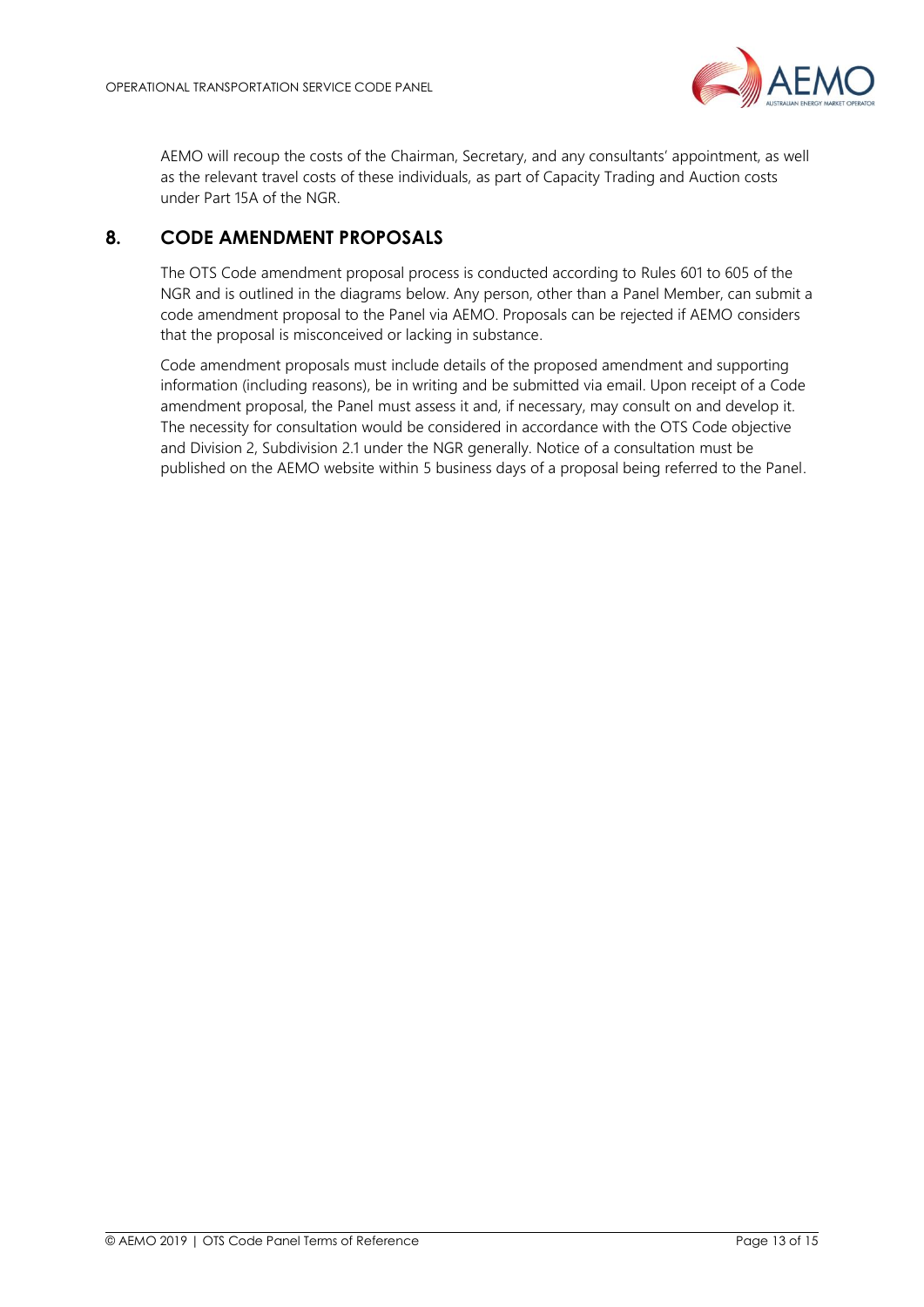AEMO will recoup the costs of the Chairman, Secretary, and any consultants' appointment, as well as the relevant travel costs of these individuals, as part of Capacity Trading and Auction costs under Part 15A of the NGR.

## 8. CODE AMENDMENT PROPOSALS

The OTS Code amendment proposal process is conducted according to Rules 601 to 605 of the NGR and is outlined in the diagrams below. Any person, other than a Panel Member, can submit a code amendment proposal to the Panel via AEMO. Proposals can be rejected if AEMO considers that the proposal is misconceived or lacking in substance.

Code amendment proposals must include details of the proposed amendment and supporting information (including reasons), be in writing and be submitted via email. Upon receipt of a Code amendment proposal, the Panel must assess it and, if necessary, may consult on and develop it. The necessity for consultation would be considered in accordance with the OTS Code objective and Division 2, Subdivision 2.1 under the NGR generally. Notice of a consultation must be published on the AEMO website within 5 business days of a proposal being referred to the Panel.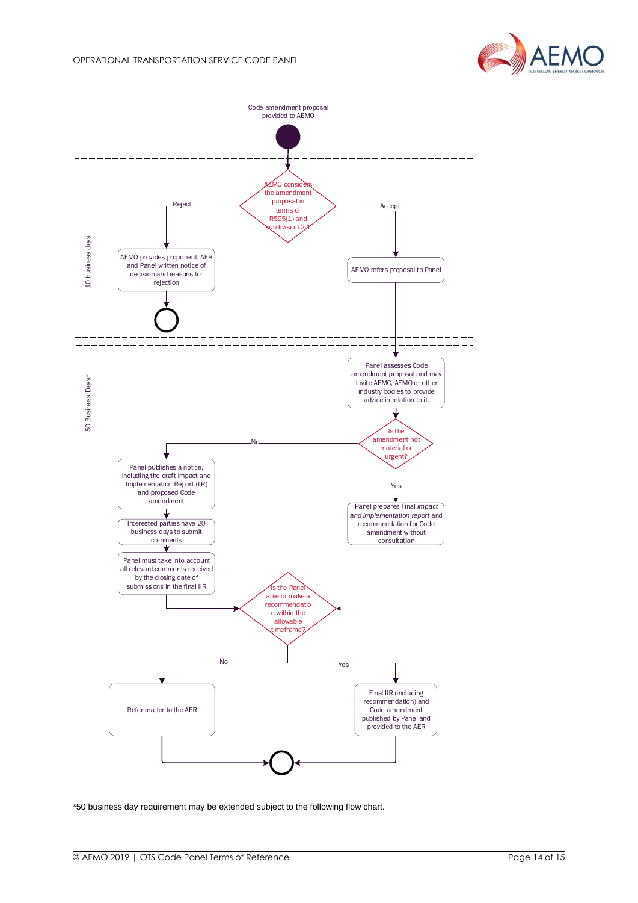Code amendment proposal provided to AEMO

**10 business days**

- AEMO considers the amendment proposal in terms of R595(1) and subdivision 2.1
  - Reject → AEMO provides proponent, AER and Panel written notice of decision and reasons for rejection → End
  - Accept → AEMO refers proposal to Panel

**50 Business Days***

- Panel assesses Code amendment proposal and may invite AEMC, AEMO or other industry bodies to provide advice in relation to it.
- Is the amendment not material or urgent?
  - No → Panel publishes a notice, including the draft Impact and Implementation Report (IIR) and proposed Code amendment → Interested parties have 20 business days to submit comments → Panel must take into account all relevant comments received by the closing date of submissions in the final IIR
  - Yes → Panel prepares Final *impact and implementation report* and recommendation for Code amendment without consultation
- Is the Panel able to make a recommendation within the allowable timeframe?
  - No → Refer matter to the AER → End
  - Yes → Final IIR (including recommendation) and Code amendment published by Panel and provided to the AER → End

*50 business day requirement may be extended subject to the following flow chart.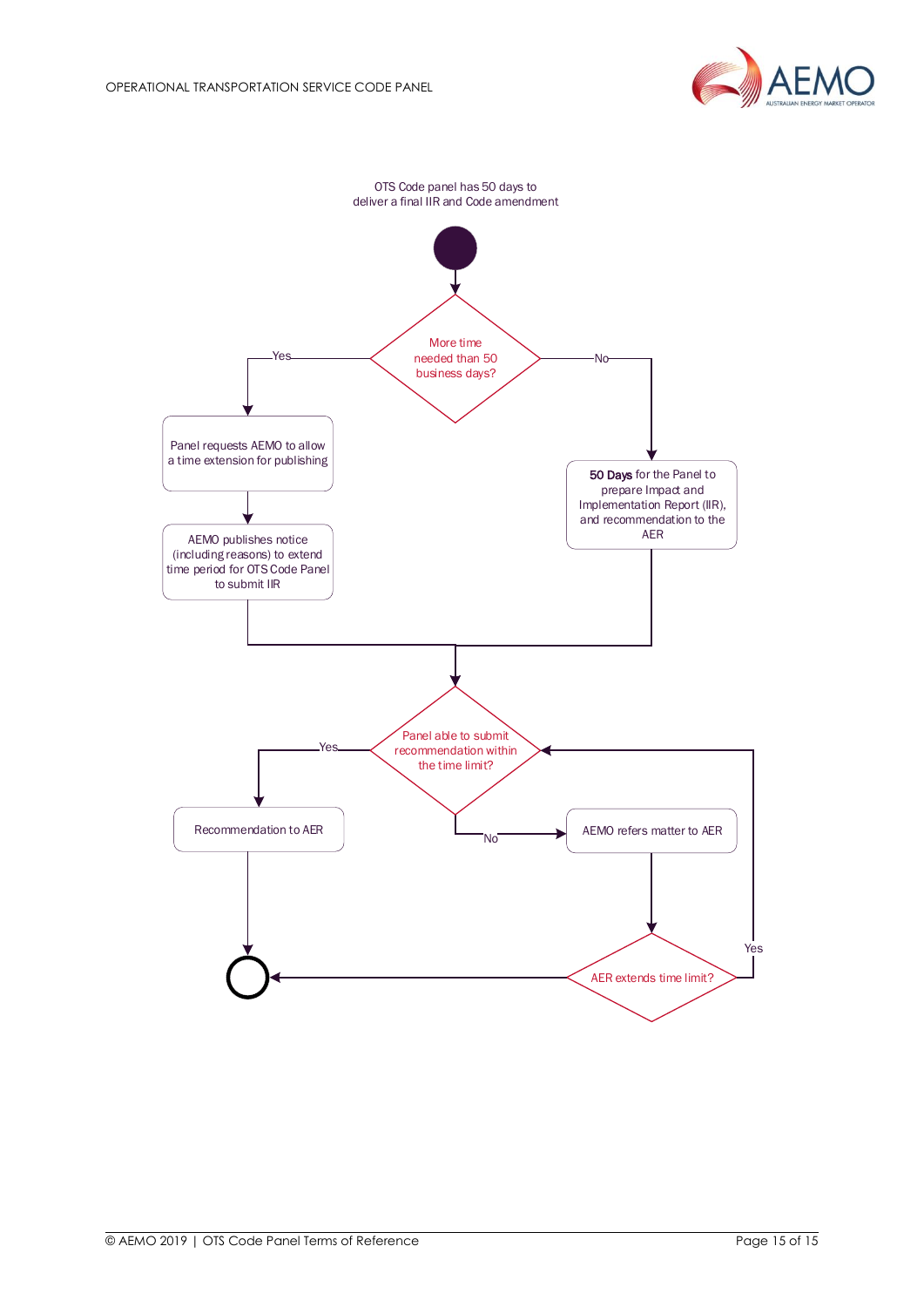OTS Code panel has 50 days to deliver a final IIR and Code amendment

More time needed than 50 business days?

Yes

No

Panel requests AEMO to allow a time extension for publishing

AEMO publishes notice (including reasons) to extend time period for OTS Code Panel to submit IIR

**50 Days** for the Panel to prepare Impact and Implementation Report (IIR), and recommendation to the AER

Panel able to submit recommendation within the time limit?

Yes

No

Recommendation to AER

AEMO refers matter to AER

AER extends time limit?

Yes